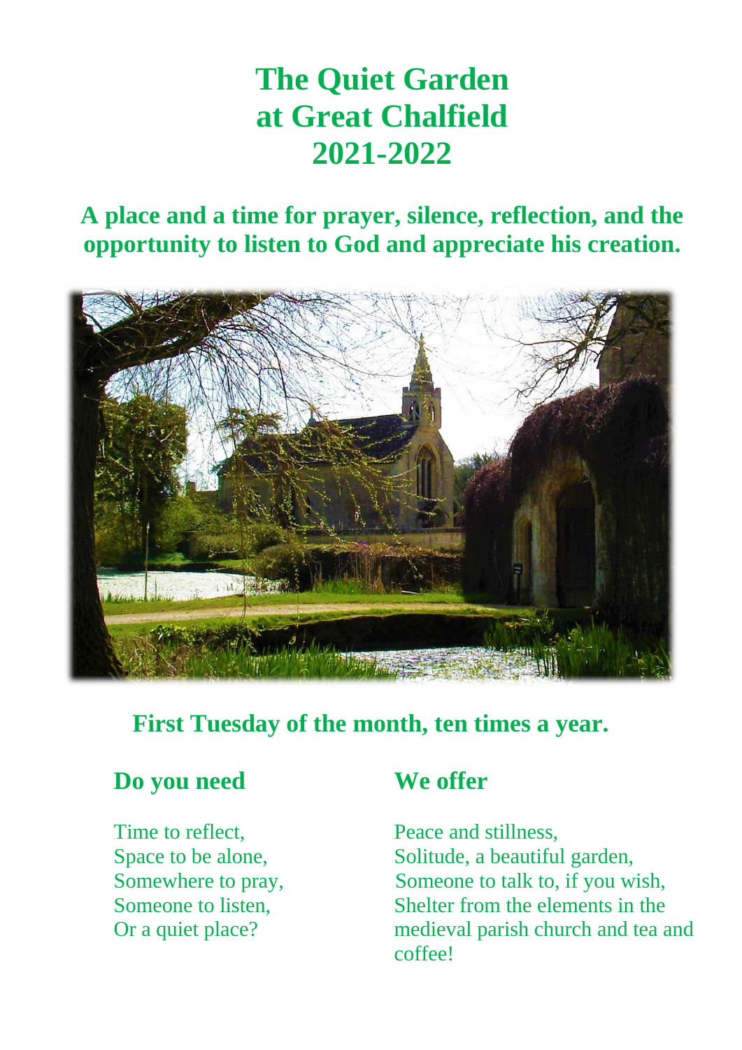# The Quiet Garden at Great Chalfield 2021-2022

## A place and a time for prayer, silence, reflection, and the opportunity to listen to God and appreciate his creation.

**First Tuesday of the month, ten times a year.**

### Do you need

Time to reflect,
Space to be alone,
Somewhere to pray,
Someone to listen,
Or a quiet place?

### We offer

Peace and stillness,
Solitude, a beautiful garden,
Someone to talk to, if you wish,
Shelter from the elements in the medieval parish church and tea and coffee!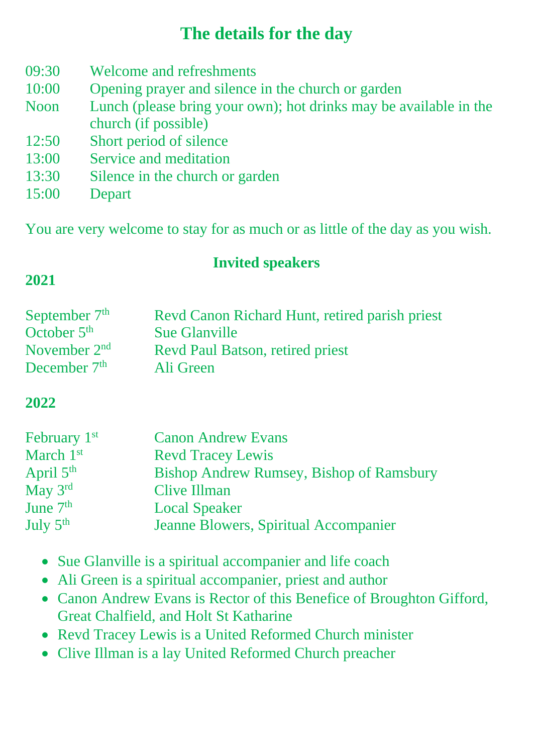## The details for the day

| | |
|---|---|
| 09:30 | Welcome and refreshments |
| 10:00 | Opening prayer and silence in the church or garden |
| Noon | Lunch (please bring your own); hot drinks may be available in the church (if possible) |
| 12:50 | Short period of silence |
| 13:00 | Service and meditation |
| 13:30 | Silence in the church or garden |
| 15:00 | Depart |

You are very welcome to stay for as much or as little of the day as you wish.

### Invited speakers

**2021**

| | |
|---|---|
| September 7th | Revd Canon Richard Hunt, retired parish priest |
| October 5th | Sue Glanville |
| November 2nd | Revd Paul Batson, retired priest |
| December 7th | Ali Green |

**2022**

| | |
|---|---|
| February 1st | Canon Andrew Evans |
| March 1st | Revd Tracey Lewis |
| April 5th | Bishop Andrew Rumsey, Bishop of Ramsbury |
| May 3rd | Clive Illman |
| June 7th | Local Speaker |
| July 5th | Jeanne Blowers, Spiritual Accompanier |

- Sue Glanville is a spiritual accompanier and life coach
- Ali Green is a spiritual accompanier, priest and author
- Canon Andrew Evans is Rector of this Benefice of Broughton Gifford, Great Chalfield, and Holt St Katharine
- Revd Tracey Lewis is a United Reformed Church minister
- Clive Illman is a lay United Reformed Church preacher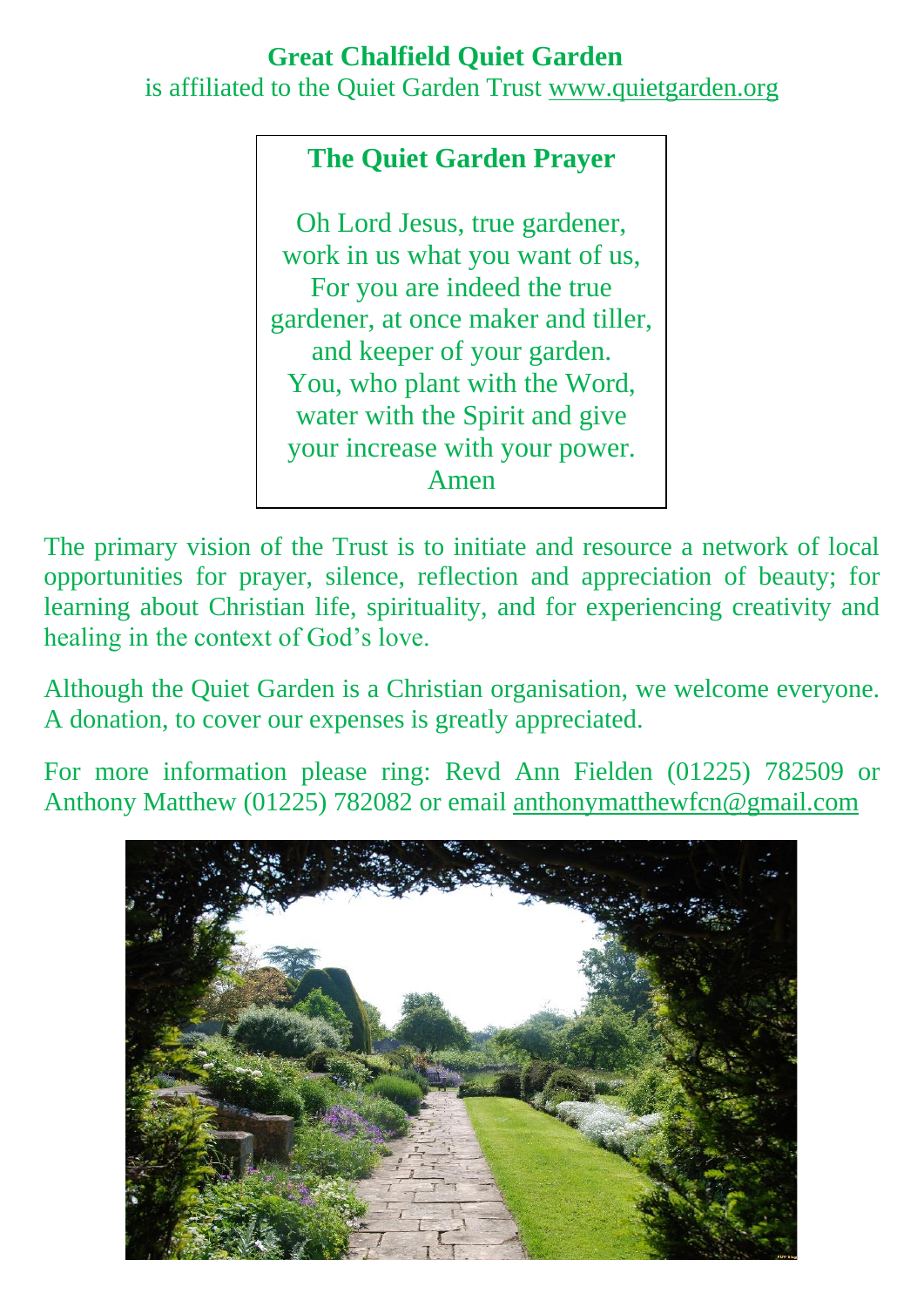## Great Chalfield Quiet Garden

is affiliated to the Quiet Garden Trust www.quietgarden.org

### The Quiet Garden Prayer

Oh Lord Jesus, true gardener,
work in us what you want of us,
For you are indeed the true
gardener, at once maker and tiller,
and keeper of your garden.
You, who plant with the Word,
water with the Spirit and give
your increase with your power.
Amen

The primary vision of the Trust is to initiate and resource a network of local opportunities for prayer, silence, reflection and appreciation of beauty; for learning about Christian life, spirituality, and for experiencing creativity and healing in the context of God's love.

Although the Quiet Garden is a Christian organisation, we welcome everyone. A donation, to cover our expenses is greatly appreciated.

For more information please ring: Revd Ann Fielden (01225) 782509 or Anthony Matthew (01225) 782082 or email anthonymatthewfcn@gmail.com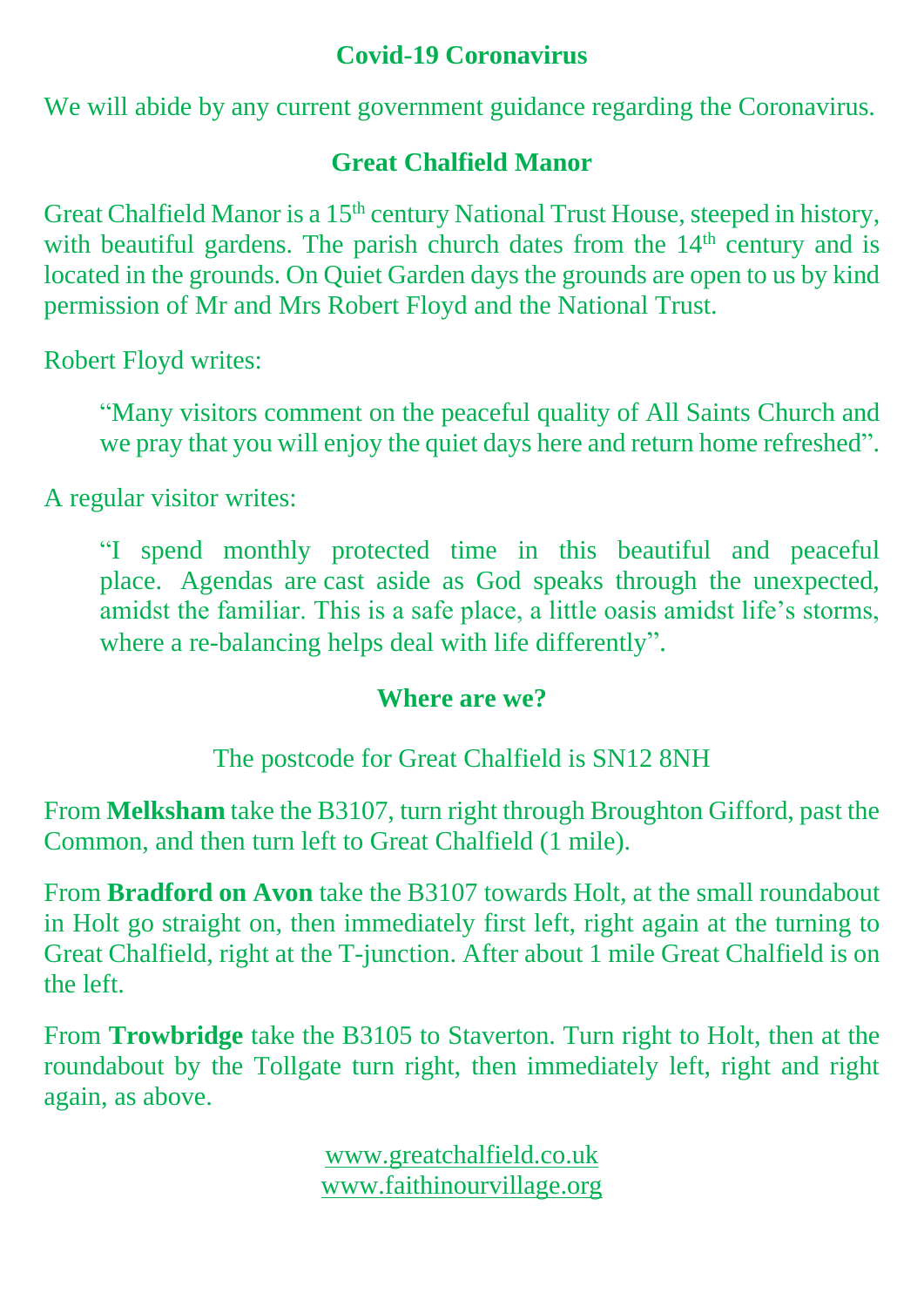## Covid-19 Coronavirus

We will abide by any current government guidance regarding the Coronavirus.

## Great Chalfield Manor

Great Chalfield Manor is a 15th century National Trust House, steeped in history, with beautiful gardens. The parish church dates from the 14th century and is located in the grounds. On Quiet Garden days the grounds are open to us by kind permission of Mr and Mrs Robert Floyd and the National Trust.

Robert Floyd writes:

> "Many visitors comment on the peaceful quality of All Saints Church and we pray that you will enjoy the quiet days here and return home refreshed".

A regular visitor writes:

> "I spend monthly protected time in this beautiful and peaceful place. Agendas are cast aside as God speaks through the unexpected, amidst the familiar. This is a safe place, a little oasis amidst life's storms, where a re-balancing helps deal with life differently".

## Where are we?

The postcode for Great Chalfield is SN12 8NH

From **Melksham** take the B3107, turn right through Broughton Gifford, past the Common, and then turn left to Great Chalfield (1 mile).

From **Bradford on Avon** take the B3107 towards Holt, at the small roundabout in Holt go straight on, then immediately first left, right again at the turning to Great Chalfield, right at the T-junction. After about 1 mile Great Chalfield is on the left.

From **Trowbridge** take the B3105 to Staverton. Turn right to Holt, then at the roundabout by the Tollgate turn right, then immediately left, right and right again, as above.

www.greatchalfield.co.uk
www.faithinourvillage.org